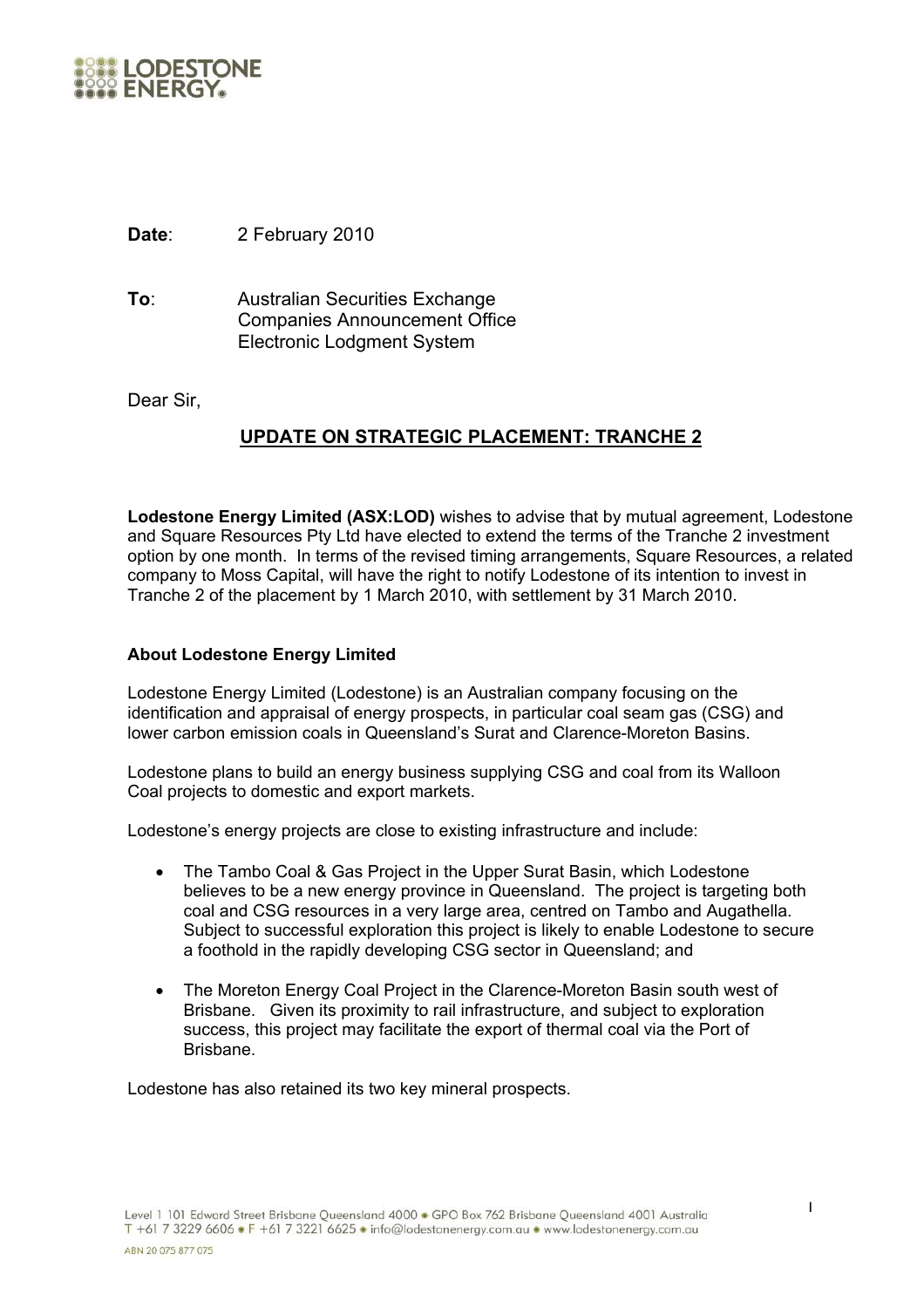LODESTONE ENERGY

**Date**: 2 February 2010

**To**: Australian Securities Exchange
Companies Announcement Office
Electronic Lodgment System

Dear Sir,

## UPDATE ON STRATEGIC PLACEMENT: TRANCHE 2

**Lodestone Energy Limited (ASX:LOD)** wishes to advise that by mutual agreement, Lodestone and Square Resources Pty Ltd have elected to extend the terms of the Tranche 2 investment option by one month. In terms of the revised timing arrangements, Square Resources, a related company to Moss Capital, will have the right to notify Lodestone of its intention to invest in Tranche 2 of the placement by 1 March 2010, with settlement by 31 March 2010.

### About Lodestone Energy Limited

Lodestone Energy Limited (Lodestone) is an Australian company focusing on the identification and appraisal of energy prospects, in particular coal seam gas (CSG) and lower carbon emission coals in Queensland's Surat and Clarence-Moreton Basins.

Lodestone plans to build an energy business supplying CSG and coal from its Walloon Coal projects to domestic and export markets.

Lodestone's energy projects are close to existing infrastructure and include:

- The Tambo Coal & Gas Project in the Upper Surat Basin, which Lodestone believes to be a new energy province in Queensland. The project is targeting both coal and CSG resources in a very large area, centred on Tambo and Augathella. Subject to successful exploration this project is likely to enable Lodestone to secure a foothold in the rapidly developing CSG sector in Queensland; and

- The Moreton Energy Coal Project in the Clarence-Moreton Basin south west of Brisbane. Given its proximity to rail infrastructure, and subject to exploration success, this project may facilitate the export of thermal coal via the Port of Brisbane.

Lodestone has also retained its two key mineral prospects.

Level 1 101 Edward Street Brisbane Queensland 4000 • GPO Box 762 Brisbane Queensland 4001 Australia
T +61 7 3229 6606 • F +61 7 3221 6625 • info@lodestonenergy.com.au • www.lodestonenergy.com.au
ABN 20 075 877 075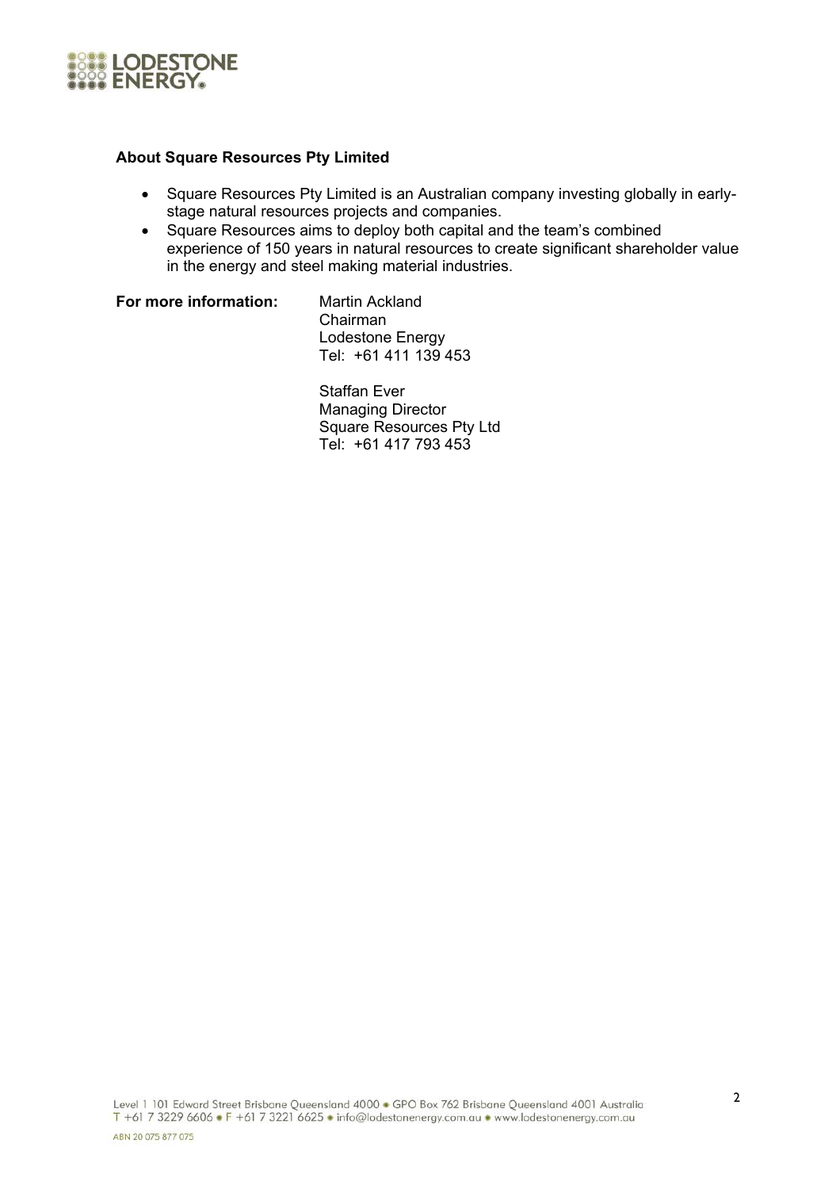**About Square Resources Pty Limited**

- Square Resources Pty Limited is an Australian company investing globally in early-stage natural resources projects and companies.
- Square Resources aims to deploy both capital and the team's combined experience of 150 years in natural resources to create significant shareholder value in the energy and steel making material industries.

**For more information:**

Martin Ackland
Chairman
Lodestone Energy
Tel: +61 411 139 453

Staffan Ever
Managing Director
Square Resources Pty Ltd
Tel: +61 417 793 453